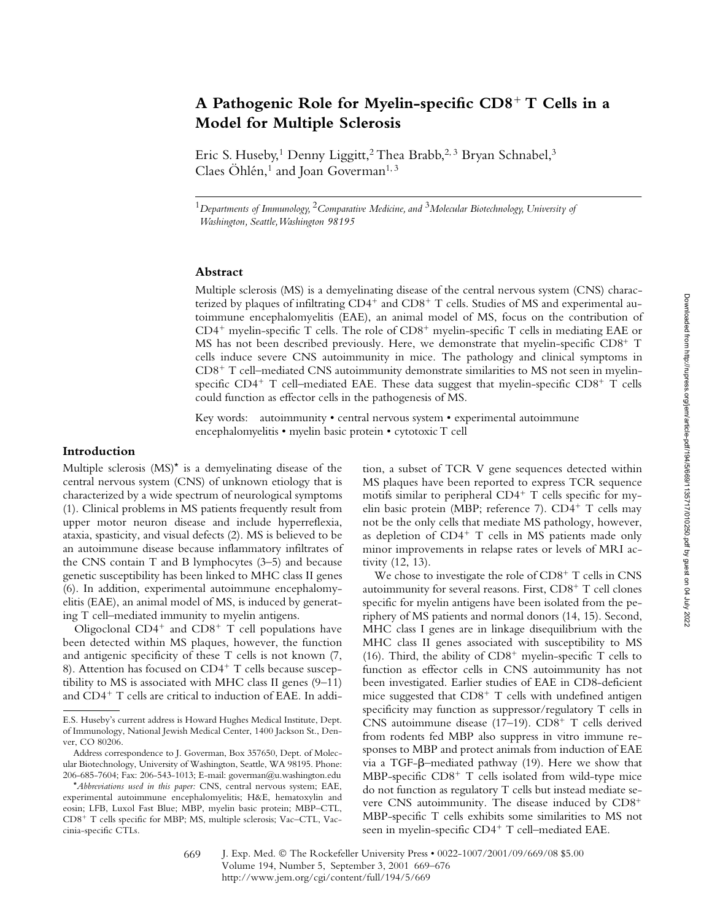# A Pathogenic Role for Myelin-specific CD8+ T Cells in a Model for Multiple Sclerosis

Eric S. Huseby,[1] Denny Liggitt,[2] Thea Brabb,[2,3] Bryan Schnabel,[3] Claes Öhlén,[1] and Joan Goverman[1,3]

[1]*Departments of Immunology,* [2]*Comparative Medicine, and* [3]*Molecular Biotechnology, University of Washington, Seattle, Washington 98195*

## Abstract

Multiple sclerosis (MS) is a demyelinating disease of the central nervous system (CNS) characterized by plaques of infiltrating CD4+ and CD8+ T cells. Studies of MS and experimental autoimmune encephalomyelitis (EAE), an animal model of MS, focus on the contribution of CD4+ myelin-specific T cells. The role of CD8+ myelin-specific T cells in mediating EAE or MS has not been described previously. Here, we demonstrate that myelin-specific CD8+ T cells induce severe CNS autoimmunity in mice. The pathology and clinical symptoms in CD8+ T cell–mediated CNS autoimmunity demonstrate similarities to MS not seen in myelin-specific CD4+ T cell–mediated EAE. These data suggest that myelin-specific CD8+ T cells could function as effector cells in the pathogenesis of MS.

Key words: autoimmunity • central nervous system • experimental autoimmune encephalomyelitis • myelin basic protein • cytotoxic T cell

## Introduction

Multiple sclerosis (MS)* is a demyelinating disease of the central nervous system (CNS) of unknown etiology that is characterized by a wide spectrum of neurological symptoms (1). Clinical problems in MS patients frequently result from upper motor neuron disease and include hyperreflexia, ataxia, spasticity, and visual defects (2). MS is believed to be an autoimmune disease because inflammatory infiltrates of the CNS contain T and B lymphocytes (3–5) and because genetic susceptibility has been linked to MHC class II genes (6). In addition, experimental autoimmune encephalomyelitis (EAE), an animal model of MS, is induced by generating T cell–mediated immunity to myelin antigens.

Oligoclonal CD4+ and CD8+ T cell populations have been detected within MS plaques, however, the function and antigenic specificity of these T cells is not known (7, 8). Attention has focused on CD4+ T cells because susceptibility to MS is associated with MHC class II genes (9–11) and CD4+ T cells are critical to induction of EAE. In addition, a subset of TCR V gene sequences detected within MS plaques have been reported to express TCR sequence motifs similar to peripheral CD4+ T cells specific for myelin basic protein (MBP; reference 7). CD4+ T cells may not be the only cells that mediate MS pathology, however, as depletion of CD4+ T cells in MS patients made only minor improvements in relapse rates or levels of MRI activity (12, 13).

We chose to investigate the role of CD8+ T cells in CNS autoimmunity for several reasons. First, CD8+ T cell clones specific for myelin antigens have been isolated from the periphery of MS patients and normal donors (14, 15). Second, MHC class I genes are in linkage disequilibrium with the MHC class II genes associated with susceptibility to MS (16). Third, the ability of CD8+ myelin-specific T cells to function as effector cells in CNS autoimmunity has not been investigated. Earlier studies of EAE in CD8-deficient mice suggested that CD8+ T cells with undefined antigen specificity may function as suppressor/regulatory T cells in CNS autoimmune disease (17–19). CD8+ T cells derived from rodents fed MBP also suppress in vitro immune responses to MBP and protect animals from induction of EAE via a TGF-β–mediated pathway (19). Here we show that MBP-specific CD8+ T cells isolated from wild-type mice do not function as regulatory T cells but instead mediate severe CNS autoimmunity. The disease induced by CD8+ MBP-specific T cells exhibits some similarities to MS not seen in myelin-specific CD4+ T cell–mediated EAE.

E.S. Huseby's current address is Howard Hughes Medical Institute, Dept. of Immunology, National Jewish Medical Center, 1400 Jackson St., Denver, CO 80206.

Address correspondence to J. Goverman, Box 357650, Dept. of Molecular Biotechnology, University of Washington, Seattle, WA 98195. Phone: 206-685-7604; Fax: 206-543-1013; E-mail: goverman@u.washington.edu

*Abbreviations used in this paper: CNS, central nervous system; EAE, experimental autoimmune encephalomyelitis; H&E, hematoxylin and eosin; LFB, Luxol Fast Blue; MBP, myelin basic protein; MBP–CTL, CD8+ T cells specific for MBP; MS, multiple sclerosis; Vac–CTL, Vaccinia-specific CTLs.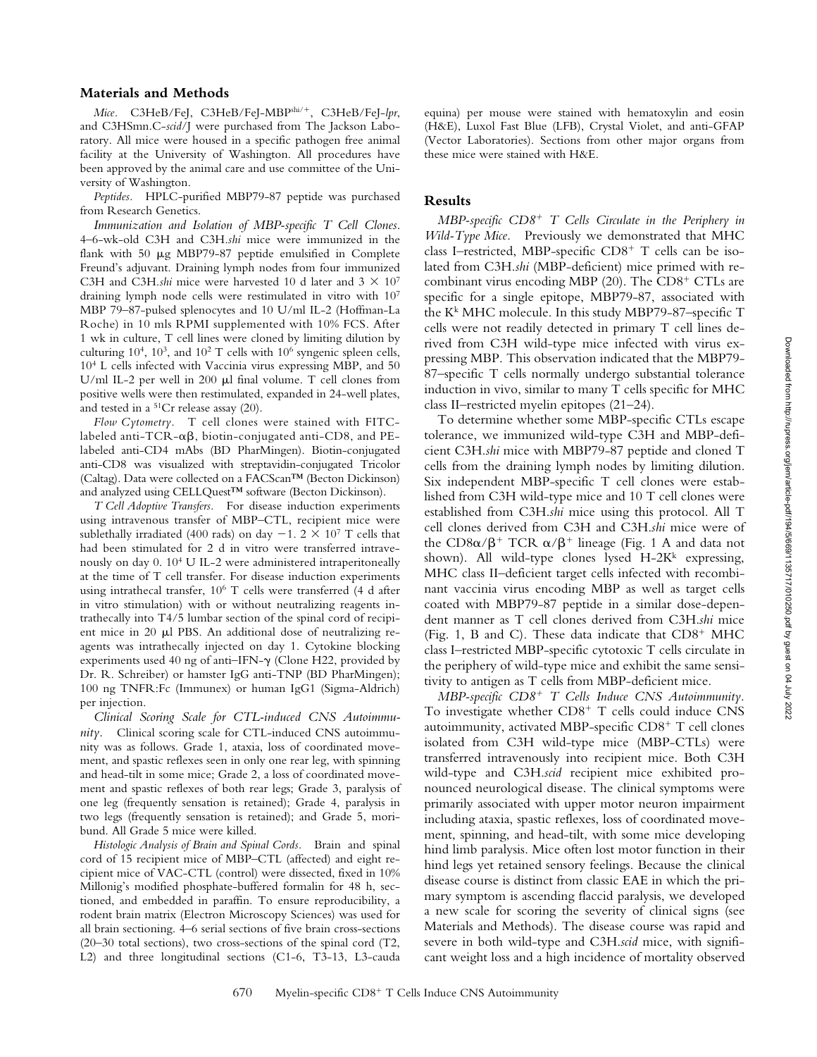## Materials and Methods

*Mice.* C3HeB/FeJ, C3HeB/FeJ-MBP$^{shi/+}$, C3HeB/FeJ-*lpr*, and C3HSmn.C-*scid*/J were purchased from The Jackson Laboratory. All mice were housed in a specific pathogen free animal facility at the University of Washington. All procedures have been approved by the animal care and use committee of the University of Washington.

*Peptides.* HPLC-purified MBP79-87 peptide was purchased from Research Genetics.

*Immunization and Isolation of MBP-specific T Cell Clones.* 4–6-wk-old C3H and C3H.*shi* mice were immunized in the flank with 50 μg MBP79-87 peptide emulsified in Complete Freund's adjuvant. Draining lymph nodes from four immunized C3H and C3H.*shi* mice were harvested 10 d later and $3 \times 10^7$ draining lymph node cells were restimulated in vitro with $10^7$ MBP 79–87-pulsed splenocytes and 10 U/ml IL-2 (Hoffman-La Roche) in 10 mls RPMI supplemented with 10% FCS. After 1 wk in culture, T cell lines were cloned by limiting dilution by culturing $10^4$, $10^3$, and $10^2$ T cells with $10^6$ syngenic spleen cells, $10^4$ L cells infected with Vaccinia virus expressing MBP, and 50 U/ml IL-2 per well in 200 μl final volume. T cell clones from positive wells were then restimulated, expanded in 24-well plates, and tested in a $^{51}$Cr release assay (20).

*Flow Cytometry.* T cell clones were stained with FITC-labeled anti-TCR-αβ, biotin-conjugated anti-CD8, and PE-labeled anti-CD4 mAbs (BD PharMingen). Biotin-conjugated anti-CD8 was visualized with streptavidin-conjugated Tricolor (Caltag). Data were collected on a FACScan™ (Becton Dickinson) and analyzed using CELLQuest™ software (Becton Dickinson).

*T Cell Adoptive Transfers.* For disease induction experiments using intravenous transfer of MBP–CTL, recipient mice were sublethally irradiated (400 rads) on day −1. $2 \times 10^7$ T cells that had been stimulated for 2 d in vitro were transferred intravenously on day 0. $10^4$ U IL-2 were administered intraperitoneally at the time of T cell transfer. For disease induction experiments using intrathecal transfer, $10^6$ T cells were transferred (4 d after in vitro stimulation) with or without neutralizing reagents intrathecally into T4/5 lumbar section of the spinal cord of recipient mice in 20 μl PBS. An additional dose of neutralizing reagents was intrathecally injected on day 1. Cytokine blocking experiments used 40 ng of anti–IFN-γ (Clone H22, provided by Dr. R. Schreiber) or hamster IgG anti-TNP (BD PharMingen); 100 ng TNFR:Fc (Immunex) or human IgG1 (Sigma-Aldrich) per injection.

*Clinical Scoring Scale for CTL-induced CNS Autoimmunity.* Clinical scoring scale for CTL-induced CNS autoimmunity was as follows. Grade 1, ataxia, loss of coordinated movement, and spastic reflexes seen in only one rear leg, with spinning and head-tilt in some mice; Grade 2, a loss of coordinated movement and spastic reflexes of both rear legs; Grade 3, paralysis of one leg (frequently sensation is retained); Grade 4, paralysis in two legs (frequently sensation is retained); and Grade 5, moribund. All Grade 5 mice were killed.

*Histologic Analysis of Brain and Spinal Cords.* Brain and spinal cord of 15 recipient mice of MBP–CTL (affected) and eight recipient mice of VAC-CTL (control) were dissected, fixed in 10% Millonig's modified phosphate-buffered formalin for 48 h, sectioned, and embedded in paraffin. To ensure reproducibility, a rodent brain matrix (Electron Microscopy Sciences) was used for all brain sectioning. 4–6 serial sections of five brain cross-sections (20–30 total sections), two cross-sections of the spinal cord (T2, L2) and three longitudinal sections (C1-6, T3-13, L3-cauda equina) per mouse were stained with hematoxylin and eosin (H&E), Luxol Fast Blue (LFB), Crystal Violet, and anti-GFAP (Vector Laboratories). Sections from other major organs from these mice were stained with H&E.

## Results

*MBP-specific CD8$^+$ T Cells Circulate in the Periphery in Wild-Type Mice.* Previously we demonstrated that MHC class I–restricted, MBP-specific CD8$^+$ T cells can be isolated from C3H.*shi* (MBP-deficient) mice primed with recombinant virus encoding MBP (20). The CD8$^+$ CTLs are specific for a single epitope, MBP79-87, associated with the K$^k$ MHC molecule. In this study MBP79-87–specific T cells were not readily detected in primary T cell lines derived from C3H wild-type mice infected with virus expressing MBP. This observation indicated that the MBP79-87–specific T cells normally undergo substantial tolerance induction in vivo, similar to many T cells specific for MHC class II–restricted myelin epitopes (21–24).

To determine whether some MBP-specific CTLs escape tolerance, we immunized wild-type C3H and MBP-deficient C3H.*shi* mice with MBP79-87 peptide and cloned T cells from the draining lymph nodes by limiting dilution. Six independent MBP-specific T cell clones were established from C3H wild-type mice and 10 T cell clones were established from C3H.*shi* mice using this protocol. All T cell clones derived from C3H and C3H.*shi* mice were of the CD8α/β$^+$ TCR α/β$^+$ lineage (Fig. 1 A and data not shown). All wild-type clones lysed H-2K$^k$ expressing, MHC class II–deficient target cells infected with recombinant vaccinia virus encoding MBP as well as target cells coated with MBP79-87 peptide in a similar dose-dependent manner as T cell clones derived from C3H.*shi* mice (Fig. 1, B and C). These data indicate that CD8$^+$ MHC class I–restricted MBP-specific cytotoxic T cells circulate in the periphery of wild-type mice and exhibit the same sensitivity to antigen as T cells from MBP-deficient mice.

*MBP-specific CD8$^+$ T Cells Induce CNS Autoimmunity.* To investigate whether CD8$^+$ T cells could induce CNS autoimmunity, activated MBP-specific CD8$^+$ T cell clones isolated from C3H wild-type mice (MBP-CTLs) were transferred intravenously into recipient mice. Both C3H wild-type and C3H.*scid* recipient mice exhibited pronounced neurological disease. The clinical symptoms were primarily associated with upper motor neuron impairment including ataxia, spastic reflexes, loss of coordinated movement, spinning, and head-tilt, with some mice developing hind limb paralysis. Mice often lost motor function in their hind legs yet retained sensory feelings. Because the clinical disease course is distinct from classic EAE in which the primary symptom is ascending flaccid paralysis, we developed a new scale for scoring the severity of clinical signs (see Materials and Methods). The disease course was rapid and severe in both wild-type and C3H.*scid* mice, with significant weight loss and a high incidence of mortality observed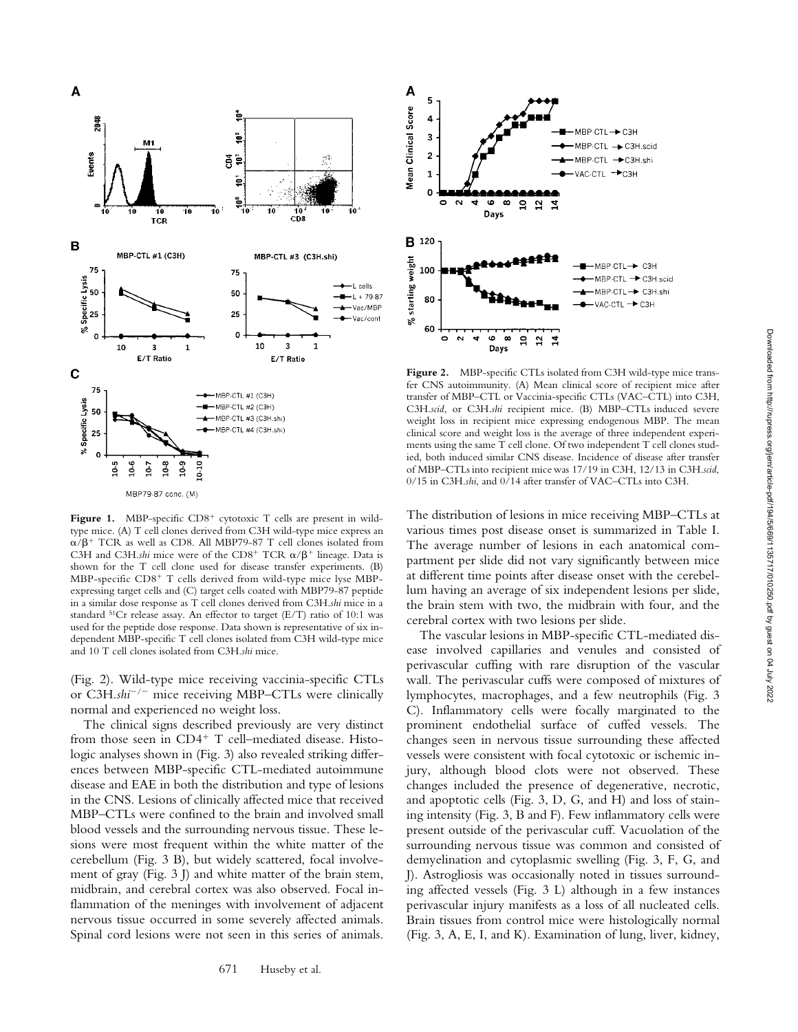**Figure 1.** MBP-specific $CD8^+$ cytotoxic T cells are present in wild-type mice. (A) T cell clones derived from C3H wild-type mice express an $\alpha/\beta^+$ TCR as well as CD8. All MBP79-87 T cell clones isolated from C3H and C3H.*shi* mice were of the $CD8^+$ TCR $\alpha/\beta^+$ lineage. Data is shown for the T cell clone used for disease transfer experiments. (B) MBP-specific $CD8^+$ T cells derived from wild-type mice lyse MBP-expressing target cells and (C) target cells coated with MBP79-87 peptide in a similar dose response as T cell clones derived from C3H.*shi* mice in a standard $^{51}Cr$ release assay. An effector to target (E/T) ratio of 10:1 was used for the peptide dose response. Data shown is representative of six independent MBP-specific T cell clones isolated from C3H wild-type mice and 10 T cell clones isolated from C3H.*shi* mice.

**Figure 2.** MBP-specific CTLs isolated from C3H wild-type mice transfer CNS autoimmunity. (A) Mean clinical score of recipient mice after transfer of MBP–CTL or Vaccinia-specific CTLs (VAC–CTL) into C3H, C3H.*scid*, or C3H.*shi* recipient mice. (B) MBP–CTLs induced severe weight loss in recipient mice expressing endogenous MBP. The mean clinical score and weight loss is the average of three independent experiments using the same T cell clone. Of two independent T cell clones studied, both induced similar CNS disease. Incidence of disease after transfer of MBP–CTLs into recipient mice was 17/19 in C3H, 12/13 in C3H.*scid*, 0/15 in C3H.*shi*, and 0/14 after transfer of VAC–CTLs into C3H.

(Fig. 2). Wild-type mice receiving vaccinia-specific CTLs or C3H.*shi*$^{-/-}$ mice receiving MBP–CTLs were clinically normal and experienced no weight loss.

The clinical signs described previously are very distinct from those seen in $CD4^+$ T cell–mediated disease. Histologic analyses shown in (Fig. 3) also revealed striking differences between MBP-specific CTL-mediated autoimmune disease and EAE in both the distribution and type of lesions in the CNS. Lesions of clinically affected mice that received MBP–CTLs were confined to the brain and involved small blood vessels and the surrounding nervous tissue. These lesions were most frequent within the white matter of the cerebellum (Fig. 3 B), but widely scattered, focal involvement of gray (Fig. 3 J) and white matter of the brain stem, midbrain, and cerebral cortex was also observed. Focal inflammation of the meninges with involvement of adjacent nervous tissue occurred in some severely affected animals. Spinal cord lesions were not seen in this series of animals. The distribution of lesions in mice receiving MBP–CTLs at various times post disease onset is summarized in Table I. The average number of lesions in each anatomical compartment per slide did not vary significantly between mice at different time points after disease onset with the cerebellum having an average of six independent lesions per slide, the brain stem with two, the midbrain with four, and the cerebral cortex with two lesions per slide.

The vascular lesions in MBP-specific CTL-mediated disease involved capillaries and venules and consisted of perivascular cuffing with rare disruption of the vascular wall. The perivascular cuffs were composed of mixtures of lymphocytes, macrophages, and a few neutrophils (Fig. 3 C). Inflammatory cells were focally marginated to the prominent endothelial surface of cuffed vessels. The changes seen in nervous tissue surrounding these affected vessels were consistent with focal cytotoxic or ischemic injury, although blood clots were not observed. These changes included the presence of degenerative, necrotic, and apoptotic cells (Fig. 3, D, G, and H) and loss of staining intensity (Fig. 3, B and F). Few inflammatory cells were present outside of the perivascular cuff. Vacuolation of the surrounding nervous tissue was common and consisted of demyelination and cytoplasmic swelling (Fig. 3, F, G, and J). Astrogliosis was occasionally noted in tissues surrounding affected vessels (Fig. 3 L) although in a few instances perivascular injury manifests as a loss of all nucleated cells. Brain tissues from control mice were histologically normal (Fig. 3, A, E, I, and K). Examination of lung, liver, kidney,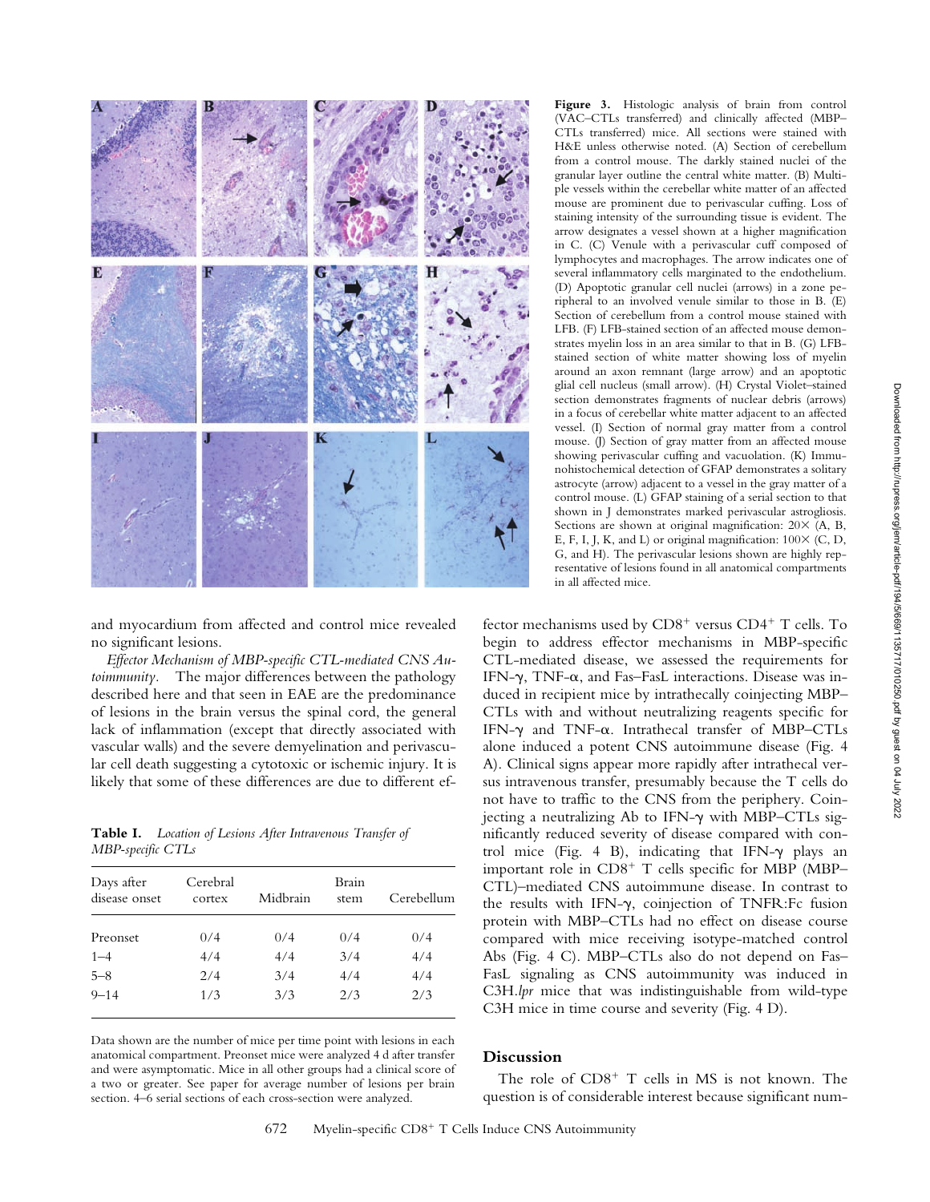**Figure 3.** Histologic analysis of brain from control (VAC–CTLs transferred) and clinically affected (MBP–CTLs transferred) mice. All sections were stained with H&E unless otherwise noted. (A) Section of cerebellum from a control mouse. The darkly stained nuclei of the granular layer outline the central white matter. (B) Multiple vessels within the cerebellar white matter of an affected mouse are prominent due to perivascular cuffing. Loss of staining intensity of the surrounding tissue is evident. The arrow designates a vessel shown at a higher magnification in C. (C) Venule with a perivascular cuff composed of lymphocytes and macrophages. The arrow indicates one of several inflammatory cells marginated to the endothelium. (D) Apoptotic granular cell nuclei (arrows) in a zone peripheral to an involved venule similar to those in B. (E) Section of cerebellum from a control mouse stained with LFB. (F) LFB-stained section of an affected mouse demonstrates myelin loss in an area similar to that in B. (G) LFB-stained section of white matter showing loss of myelin around an axon remnant (large arrow) and an apoptotic glial cell nucleus (small arrow). (H) Crystal Violet–stained section demonstrates fragments of nuclear debris (arrows) in a focus of cerebellar white matter adjacent to an affected vessel. (I) Section of normal gray matter from a control mouse. (J) Section of gray matter from an affected mouse showing perivascular cuffing and vacuolation. (K) Immunohistochemical detection of GFAP demonstrates a solitary astrocyte (arrow) adjacent to a vessel in the gray matter of a control mouse. (L) GFAP staining of a serial section to that shown in J demonstrates marked perivascular astrogliosis. Sections are shown at original magnification: 20× (A, B, E, F, I, J, K, and L) or original magnification: 100× (C, D, G, and H). The perivascular lesions shown are highly representative of lesions found in all anatomical compartments in all affected mice.

and myocardium from affected and control mice revealed no significant lesions.

*Effector Mechanism of MBP-specific CTL-mediated CNS Autoimmunity.* The major differences between the pathology described here and that seen in EAE are the predominance of lesions in the brain versus the spinal cord, the general lack of inflammation (except that directly associated with vascular walls) and the severe demyelination and perivascular cell death suggesting a cytotoxic or ischemic injury. It is likely that some of these differences are due to different effector mechanisms used by $CD8^+$ versus $CD4^+$ T cells. To begin to address effector mechanisms in MBP-specific CTL-mediated disease, we assessed the requirements for IFN-$\gamma$, TNF-$\alpha$, and Fas–FasL interactions. Disease was induced in recipient mice by intrathecally coinjecting MBP–CTLs with and without neutralizing reagents specific for IFN-$\gamma$ and TNF-$\alpha$. Intrathecal transfer of MBP–CTLs alone induced a potent CNS autoimmune disease (Fig. 4 A). Clinical signs appear more rapidly after intrathecal versus intravenous transfer, presumably because the T cells do not have to traffic to the CNS from the periphery. Coinjecting a neutralizing Ab to IFN-$\gamma$ with MBP–CTLs significantly reduced severity of disease compared with control mice (Fig. 4 B), indicating that IFN-$\gamma$ plays an important role in $CD8^+$ T cells specific for MBP (MBP–CTL)–mediated CNS autoimmune disease. In contrast to the results with IFN-$\gamma$, coinjection of TNFR:Fc fusion protein with MBP–CTLs had no effect on disease course compared with mice receiving isotype-matched control Abs (Fig. 4 C). MBP–CTLs also do not depend on Fas–FasL signaling as CNS autoimmunity was induced in C3H.*lpr* mice that was indistinguishable from wild-type C3H mice in time course and severity (Fig. 4 D).

**Table I.** *Location of Lesions After Intravenous Transfer of MBP-specific CTLs*

| Days after disease onset | Cerebral cortex | Midbrain | Brain stem | Cerebellum |
|---|---|---|---|---|
| Preonset | 0/4 | 0/4 | 0/4 | 0/4 |
| 1–4 | 4/4 | 4/4 | 3/4 | 4/4 |
| 5–8 | 2/4 | 3/4 | 4/4 | 4/4 |
| 9–14 | 1/3 | 3/3 | 2/3 | 2/3 |

Data shown are the number of mice per time point with lesions in each anatomical compartment. Preonset mice were analyzed 4 d after transfer and were asymptomatic. Mice in all other groups had a clinical score of a two or greater. See paper for average number of lesions per brain section. 4–6 serial sections of each cross-section were analyzed.

## Discussion

The role of $CD8^+$ T cells in MS is not known. The question is of considerable interest because significant num-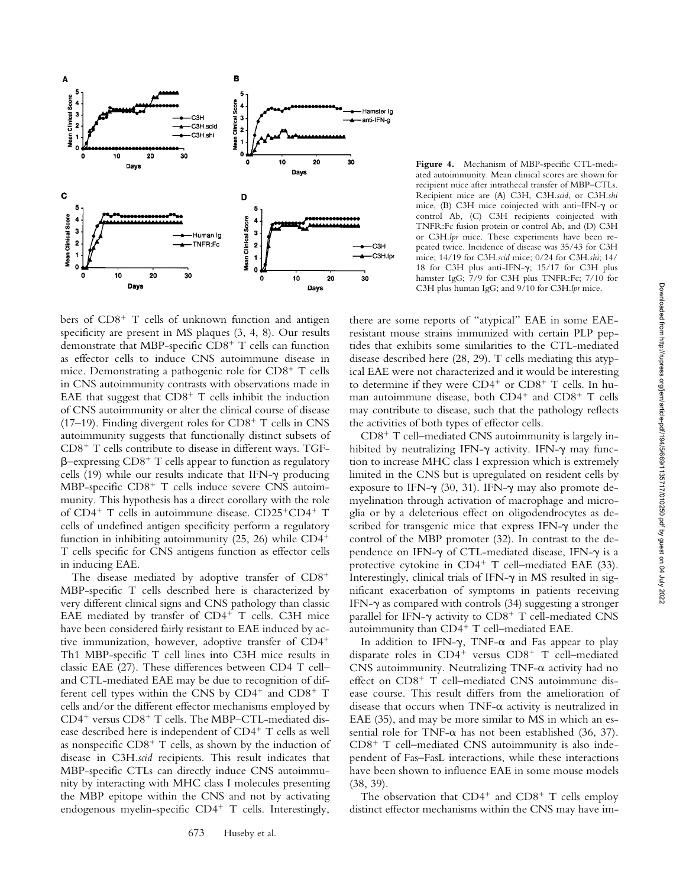**Figure 4.** Mechanism of MBP-specific CTL-mediated autoimmunity. Mean clinical scores are shown for recipient mice after intrathecal transfer of MBP–CTLs. Recipient mice are (A) C3H, C3H.*scid*, or C3H.*shi* mice, (B) C3H mice coinjected with anti–IFN-γ or control Ab, (C) C3H recipients coinjected with TNFR:Fc fusion protein or control Ab, and (D) C3H or C3H.*lpr* mice. These experiments have been repeated twice. Incidence of disease was 35/43 for C3H mice; 14/19 for C3H.*scid* mice; 0/24 for C3H.*shi*; 14/18 for C3H plus anti-IFN-γ; 15/17 for C3H plus hamster IgG; 7/9 for C3H plus TNFR:Fc; 7/10 for C3H plus human IgG; and 9/10 for C3H.*lpr* mice.

bers of $CD8^+$ T cells of unknown function and antigen specificity are present in MS plaques (3, 4, 8). Our results demonstrate that MBP-specific $CD8^+$ T cells can function as effector cells to induce CNS autoimmune disease in mice. Demonstrating a pathogenic role for $CD8^+$ T cells in CNS autoimmunity contrasts with observations made in EAE that suggest that $CD8^+$ T cells inhibit the induction of CNS autoimmunity or alter the clinical course of disease (17–19). Finding divergent roles for $CD8^+$ T cells in CNS autoimmunity suggests that functionally distinct subsets of $CD8^+$ T cells contribute to disease in different ways. TGF-β–expressing $CD8^+$ T cells appear to function as regulatory cells (19) while our results indicate that IFN-γ producing MBP-specific $CD8^+$ T cells induce severe CNS autoimmunity. This hypothesis has a direct corollary with the role of $CD4^+$ T cells in autoimmune disease. $CD25^+CD4^+$ T cells of undefined antigen specificity perform a regulatory function in inhibiting autoimmunity (25, 26) while $CD4^+$ T cells specific for CNS antigens function as effector cells in inducing EAE.

The disease mediated by adoptive transfer of $CD8^+$ MBP-specific T cells described here is characterized by very different clinical signs and CNS pathology than classic EAE mediated by transfer of $CD4^+$ T cells. C3H mice have been considered fairly resistant to EAE induced by active immunization, however, adoptive transfer of $CD4^+$ Th1 MBP-specific T cell lines into C3H mice results in classic EAE (27). These differences between CD4 T cell– and CTL-mediated EAE may be due to recognition of different cell types within the CNS by $CD4^+$ and $CD8^+$ T cells and/or the different effector mechanisms employed by $CD4^+$ versus $CD8^+$ T cells. The MBP–CTL-mediated disease described here is independent of $CD4^+$ T cells as well as nonspecific $CD8^+$ T cells, as shown by the induction of disease in C3H.*scid* recipients. This result indicates that MBP-specific CTLs can directly induce CNS autoimmunity by interacting with MHC class I molecules presenting the MBP epitope within the CNS and not by activating endogenous myelin-specific $CD4^+$ T cells. Interestingly, there are some reports of "atypical" EAE in some EAE-resistant mouse strains immunized with certain PLP peptides that exhibits some similarities to the CTL-mediated disease described here (28, 29). T cells mediating this atypical EAE were not characterized and it would be interesting to determine if they were $CD4^+$ or $CD8^+$ T cells. In human autoimmune disease, both $CD4^+$ and $CD8^+$ T cells may contribute to disease, such that the pathology reflects the activities of both types of effector cells.

$CD8^+$ T cell–mediated CNS autoimmunity is largely inhibited by neutralizing IFN-γ activity. IFN-γ may function to increase MHC class I expression which is extremely limited in the CNS but is upregulated on resident cells by exposure to IFN-γ (30, 31). IFN-γ may also promote demyelination through activation of macrophage and microglia or by a deleterious effect on oligodendrocytes as described for transgenic mice that express IFN-γ under the control of the MBP promoter (32). In contrast to the dependence on IFN-γ of CTL-mediated disease, IFN-γ is a protective cytokine in $CD4^+$ T cell–mediated EAE (33). Interestingly, clinical trials of IFN-γ in MS resulted in significant exacerbation of symptoms in patients receiving IFN-γ as compared with controls (34) suggesting a stronger parallel for IFN-γ activity to $CD8^+$ T cell-mediated CNS autoimmunity than $CD4^+$ T cell–mediated EAE.

In addition to IFN-γ, TNF-α and Fas appear to play disparate roles in $CD4^+$ versus $CD8^+$ T cell–mediated CNS autoimmunity. Neutralizing TNF-α activity had no effect on $CD8^+$ T cell–mediated CNS autoimmune disease course. This result differs from the amelioration of disease that occurs when TNF-α activity is neutralized in EAE (35), and may be more similar to MS in which an essential role for TNF-α has not been established (36, 37). $CD8^+$ T cell–mediated CNS autoimmunity is also independent of Fas–FasL interactions, while these interactions have been shown to influence EAE in some mouse models (38, 39).

The observation that $CD4^+$ and $CD8^+$ T cells employ distinct effector mechanisms within the CNS may have im-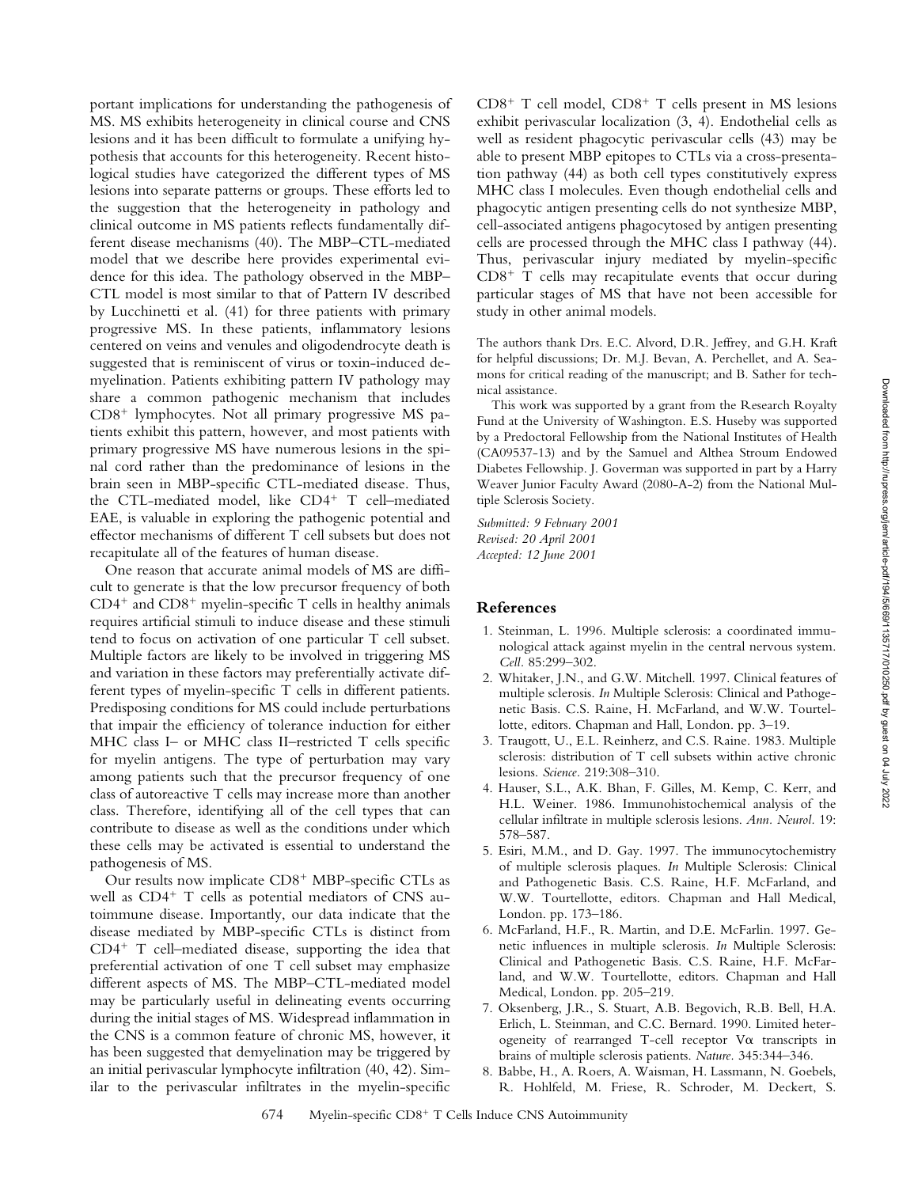portant implications for understanding the pathogenesis of MS. MS exhibits heterogeneity in clinical course and CNS lesions and it has been difficult to formulate a unifying hypothesis that accounts for this heterogeneity. Recent histological studies have categorized the different types of MS lesions into separate patterns or groups. These efforts led to the suggestion that the heterogeneity in pathology and clinical outcome in MS patients reflects fundamentally different disease mechanisms (40). The MBP–CTL-mediated model that we describe here provides experimental evidence for this idea. The pathology observed in the MBP–CTL model is most similar to that of Pattern IV described by Lucchinetti et al. (41) for three patients with primary progressive MS. In these patients, inflammatory lesions centered on veins and venules and oligodendrocyte death is suggested that is reminiscent of virus or toxin-induced demyelination. Patients exhibiting pattern IV pathology may share a common pathogenic mechanism that includes $CD8^+$ lymphocytes. Not all primary progressive MS patients exhibit this pattern, however, and most patients with primary progressive MS have numerous lesions in the spinal cord rather than the predominance of lesions in the brain seen in MBP-specific CTL-mediated disease. Thus, the CTL-mediated model, like $CD4^+$ T cell–mediated EAE, is valuable in exploring the pathogenic potential and effector mechanisms of different T cell subsets but does not recapitulate all of the features of human disease.

One reason that accurate animal models of MS are difficult to generate is that the low precursor frequency of both $CD4^+$ and $CD8^+$ myelin-specific T cells in healthy animals requires artificial stimuli to induce disease and these stimuli tend to focus on activation of one particular T cell subset. Multiple factors are likely to be involved in triggering MS and variation in these factors may preferentially activate different types of myelin-specific T cells in different patients. Predisposing conditions for MS could include perturbations that impair the efficiency of tolerance induction for either MHC class I– or MHC class II–restricted T cells specific for myelin antigens. The type of perturbation may vary among patients such that the precursor frequency of one class of autoreactive T cells may increase more than another class. Therefore, identifying all of the cell types that can contribute to disease as well as the conditions under which these cells may be activated is essential to understand the pathogenesis of MS.

Our results now implicate $CD8^+$ MBP-specific CTLs as well as $CD4^+$ T cells as potential mediators of CNS autoimmune disease. Importantly, our data indicate that the disease mediated by MBP-specific CTLs is distinct from $CD4^+$ T cell–mediated disease, supporting the idea that preferential activation of one T cell subset may emphasize different aspects of MS. The MBP–CTL-mediated model may be particularly useful in delineating events occurring during the initial stages of MS. Widespread inflammation in the CNS is a common feature of chronic MS, however, it has been suggested that demyelination may be triggered by an initial perivascular lymphocyte infiltration (40, 42). Similar to the perivascular infiltrates in the myelin-specific $CD8^+$ T cell model, $CD8^+$ T cells present in MS lesions exhibit perivascular localization (3, 4). Endothelial cells as well as resident phagocytic perivascular cells (43) may be able to present MBP epitopes to CTLs via a cross-presentation pathway (44) as both cell types constitutively express MHC class I molecules. Even though endothelial cells and phagocytic antigen presenting cells do not synthesize MBP, cell-associated antigens phagocytosed by antigen presenting cells are processed through the MHC class I pathway (44). Thus, perivascular injury mediated by myelin-specific $CD8^+$ T cells may recapitulate events that occur during particular stages of MS that have not been accessible for study in other animal models.

The authors thank Drs. E.C. Alvord, D.R. Jeffrey, and G.H. Kraft for helpful discussions; Dr. M.J. Bevan, A. Perchellet, and A. Seamons for critical reading of the manuscript; and B. Sather for technical assistance.

This work was supported by a grant from the Research Royalty Fund at the University of Washington. E.S. Huseby was supported by a Predoctoral Fellowship from the National Institutes of Health (CA09537-13) and by the Samuel and Althea Stroum Endowed Diabetes Fellowship. J. Goverman was supported in part by a Harry Weaver Junior Faculty Award (2080-A-2) from the National Multiple Sclerosis Society.

*Submitted: 9 February 2001*
*Revised: 20 April 2001*
*Accepted: 12 June 2001*

## References

1. Steinman, L. 1996. Multiple sclerosis: a coordinated immunological attack against myelin in the central nervous system. *Cell.* 85:299–302.
2. Whitaker, J.N., and G.W. Mitchell. 1997. Clinical features of multiple sclerosis. *In* Multiple Sclerosis: Clinical and Pathogenetic Basis. C.S. Raine, H. McFarland, and W.W. Tourtellotte, editors. Chapman and Hall, London. pp. 3–19.
3. Traugott, U., E.L. Reinherz, and C.S. Raine. 1983. Multiple sclerosis: distribution of T cell subsets within active chronic lesions. *Science.* 219:308–310.
4. Hauser, S.L., A.K. Bhan, F. Gilles, M. Kemp, C. Kerr, and H.L. Weiner. 1986. Immunohistochemical analysis of the cellular infiltrate in multiple sclerosis lesions. *Ann. Neurol.* 19: 578–587.
5. Esiri, M.M., and D. Gay. 1997. The immunocytochemistry of multiple sclerosis plaques. *In* Multiple Sclerosis: Clinical and Pathogenetic Basis. C.S. Raine, H.F. McFarland, and W.W. Tourtellotte, editors. Chapman and Hall Medical, London. pp. 173–186.
6. McFarland, H.F., R. Martin, and D.E. McFarlin. 1997. Genetic influences in multiple sclerosis. *In* Multiple Sclerosis: Clinical and Pathogenetic Basis. C.S. Raine, H.F. McFarland, and W.W. Tourtellotte, editors. Chapman and Hall Medical, London. pp. 205–219.
7. Oksenberg, J.R., S. Stuart, A.B. Begovich, R.B. Bell, H.A. Erlich, L. Steinman, and C.C. Bernard. 1990. Limited heterogeneity of rearranged T-cell receptor $V\alpha$ transcripts in brains of multiple sclerosis patients. *Nature.* 345:344–346.
8. Babbe, H., A. Roers, A. Waisman, H. Lassmann, N. Goebels, R. Hohlfeld, M. Friese, R. Schroder, M. Deckert, S.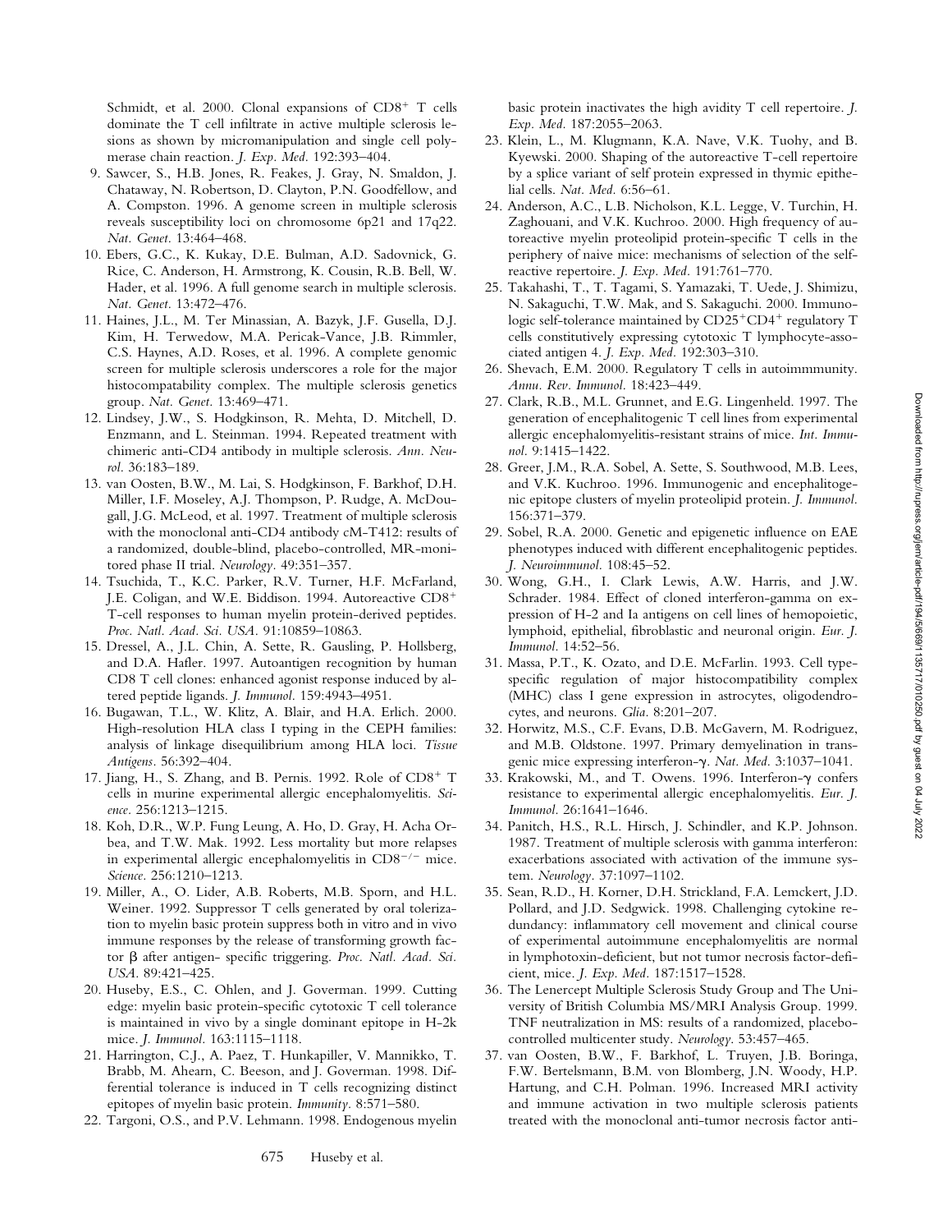Schmidt, et al. 2000. Clonal expansions of $CD8^+$ T cells dominate the T cell infiltrate in active multiple sclerosis lesions as shown by micromanipulation and single cell polymerase chain reaction. *J. Exp. Med.* 192:393–404.

9. Sawcer, S., H.B. Jones, R. Feakes, J. Gray, N. Smaldon, J. Chataway, N. Robertson, D. Clayton, P.N. Goodfellow, and A. Compston. 1996. A genome screen in multiple sclerosis reveals susceptibility loci on chromosome 6p21 and 17q22. *Nat. Genet.* 13:464–468.
10. Ebers, G.C., K. Kukay, D.E. Bulman, A.D. Sadovnick, G. Rice, C. Anderson, H. Armstrong, K. Cousin, R.B. Bell, W. Hader, et al. 1996. A full genome search in multiple sclerosis. *Nat. Genet.* 13:472–476.
11. Haines, J.L., M. Ter Minassian, A. Bazyk, J.F. Gusella, D.J. Kim, H. Terwedow, M.A. Pericak-Vance, J.B. Rimmler, C.S. Haynes, A.D. Roses, et al. 1996. A complete genomic screen for multiple sclerosis underscores a role for the major histocompatibility complex. The multiple sclerosis genetics group. *Nat. Genet.* 13:469–471.
12. Lindsey, J.W., S. Hodgkinson, R. Mehta, D. Mitchell, D. Enzmann, and L. Steinman. 1994. Repeated treatment with chimeric anti-CD4 antibody in multiple sclerosis. *Ann. Neurol.* 36:183–189.
13. van Oosten, B.W., M. Lai, S. Hodgkinson, F. Barkhof, D.H. Miller, I.F. Moseley, A.J. Thompson, P. Rudge, A. McDougall, J.G. McLeod, et al. 1997. Treatment of multiple sclerosis with the monoclonal anti-CD4 antibody cM-T412: results of a randomized, double-blind, placebo-controlled, MR-monitored phase II trial. *Neurology.* 49:351–357.
14. Tsuchida, T., K.C. Parker, R.V. Turner, H.F. McFarland, J.E. Coligan, and W.E. Biddison. 1994. Autoreactive $CD8^+$ T-cell responses to human myelin protein-derived peptides. *Proc. Natl. Acad. Sci. USA.* 91:10859–10863.
15. Dressel, A., J.L. Chin, A. Sette, R. Gausling, P. Hollsberg, and D.A. Hafler. 1997. Autoantigen recognition by human CD8 T cell clones: enhanced agonist response induced by altered peptide ligands. *J. Immunol.* 159:4943–4951.
16. Bugawan, T.L., W. Klitz, A. Blair, and H.A. Erlich. 2000. High-resolution HLA class I typing in the CEPH families: analysis of linkage disequilibrium among HLA loci. *Tissue Antigens.* 56:392–404.
17. Jiang, H., S. Zhang, and B. Pernis. 1992. Role of $CD8^+$ T cells in murine experimental allergic encephalomyelitis. *Science.* 256:1213–1215.
18. Koh, D.R., W.P. Fung Leung, A. Ho, D. Gray, H. Acha Orbea, and T.W. Mak. 1992. Less mortality but more relapses in experimental allergic encephalomyelitis in $CD8^{-/-}$ mice. *Science.* 256:1210–1213.
19. Miller, A., O. Lider, A.B. Roberts, M.B. Sporn, and H.L. Weiner. 1992. Suppressor T cells generated by oral tolerization to myelin basic protein suppress both in vitro and in vivo immune responses by the release of transforming growth factor β after antigen- specific triggering. *Proc. Natl. Acad. Sci. USA.* 89:421–425.
20. Huseby, E.S., C. Ohlen, and J. Goverman. 1999. Cutting edge: myelin basic protein-specific cytotoxic T cell tolerance is maintained in vivo by a single dominant epitope in H-2k mice. *J. Immunol.* 163:1115–1118.
21. Harrington, C.J., A. Paez, T. Hunkapiller, V. Mannikko, T. Brabb, M. Ahearn, C. Beeson, and J. Goverman. 1998. Differential tolerance is induced in T cells recognizing distinct epitopes of myelin basic protein. *Immunity.* 8:571–580.
22. Targoni, O.S., and P.V. Lehmann. 1998. Endogenous myelin basic protein inactivates the high avidity T cell repertoire. *J. Exp. Med.* 187:2055–2063.
23. Klein, L., M. Klugmann, K.A. Nave, V.K. Tuohy, and B. Kyewski. 2000. Shaping of the autoreactive T-cell repertoire by a splice variant of self protein expressed in thymic epithelial cells. *Nat. Med.* 6:56–61.
24. Anderson, A.C., L.B. Nicholson, K.L. Legge, V. Turchin, H. Zaghouani, and V.K. Kuchroo. 2000. High frequency of autoreactive myelin proteolipid protein-specific T cells in the periphery of naive mice: mechanisms of selection of the self-reactive repertoire. *J. Exp. Med.* 191:761–770.
25. Takahashi, T., T. Tagami, S. Yamazaki, T. Uede, J. Shimizu, N. Sakaguchi, T.W. Mak, and S. Sakaguchi. 2000. Immunologic self-tolerance maintained by $CD25^+CD4^+$ regulatory T cells constitutively expressing cytotoxic T lymphocyte-associated antigen 4. *J. Exp. Med.* 192:303–310.
26. Shevach, E.M. 2000. Regulatory T cells in autoimmmunity. *Annu. Rev. Immunol.* 18:423–449.
27. Clark, R.B., M.L. Grunnet, and E.G. Lingenheld. 1997. The generation of encephalitogenic T cell lines from experimental allergic encephalomyelitis-resistant strains of mice. *Int. Immunol.* 9:1415–1422.
28. Greer, J.M., R.A. Sobel, A. Sette, S. Southwood, M.B. Lees, and V.K. Kuchroo. 1996. Immunogenic and encephalitogenic epitope clusters of myelin proteolipid protein. *J. Immunol.* 156:371–379.
29. Sobel, R.A. 2000. Genetic and epigenetic influence on EAE phenotypes induced with different encephalitogenic peptides. *J. Neuroimmunol.* 108:45–52.
30. Wong, G.H., I. Clark Lewis, A.W. Harris, and J.W. Schrader. 1984. Effect of cloned interferon-gamma on expression of H-2 and Ia antigens on cell lines of hemopoietic, lymphoid, epithelial, fibroblastic and neuronal origin. *Eur. J. Immunol.* 14:52–56.
31. Massa, P.T., K. Ozato, and D.E. McFarlin. 1993. Cell type-specific regulation of major histocompatibility complex (MHC) class I gene expression in astrocytes, oligodendrocytes, and neurons. *Glia.* 8:201–207.
32. Horwitz, M.S., C.F. Evans, D.B. McGavern, M. Rodriguez, and M.B. Oldstone. 1997. Primary demyelination in transgenic mice expressing interferon-γ. *Nat. Med.* 3:1037–1041.
33. Krakowski, M., and T. Owens. 1996. Interferon-γ confers resistance to experimental allergic encephalomyelitis. *Eur. J. Immunol.* 26:1641–1646.
34. Panitch, H.S., R.L. Hirsch, J. Schindler, and K.P. Johnson. 1987. Treatment of multiple sclerosis with gamma interferon: exacerbations associated with activation of the immune system. *Neurology.* 37:1097–1102.
35. Sean, R.D., H. Korner, D.H. Strickland, F.A. Lemckert, J.D. Pollard, and J.D. Sedgwick. 1998. Challenging cytokine redundancy: inflammatory cell movement and clinical course of experimental autoimmune encephalomyelitis are normal in lymphotoxin-deficient, but not tumor necrosis factor-deficient, mice. *J. Exp. Med.* 187:1517–1528.
36. The Lenercept Multiple Sclerosis Study Group and The University of British Columbia MS/MRI Analysis Group. 1999. TNF neutralization in MS: results of a randomized, placebo-controlled multicenter study. *Neurology.* 53:457–465.
37. van Oosten, B.W., F. Barkhof, L. Truyen, J.B. Boringa, F.W. Bertelsmann, B.M. von Blomberg, J.N. Woody, H.P. Hartung, and C.H. Polman. 1996. Increased MRI activity and immune activation in two multiple sclerosis patients treated with the monoclonal anti-tumor necrosis factor anti-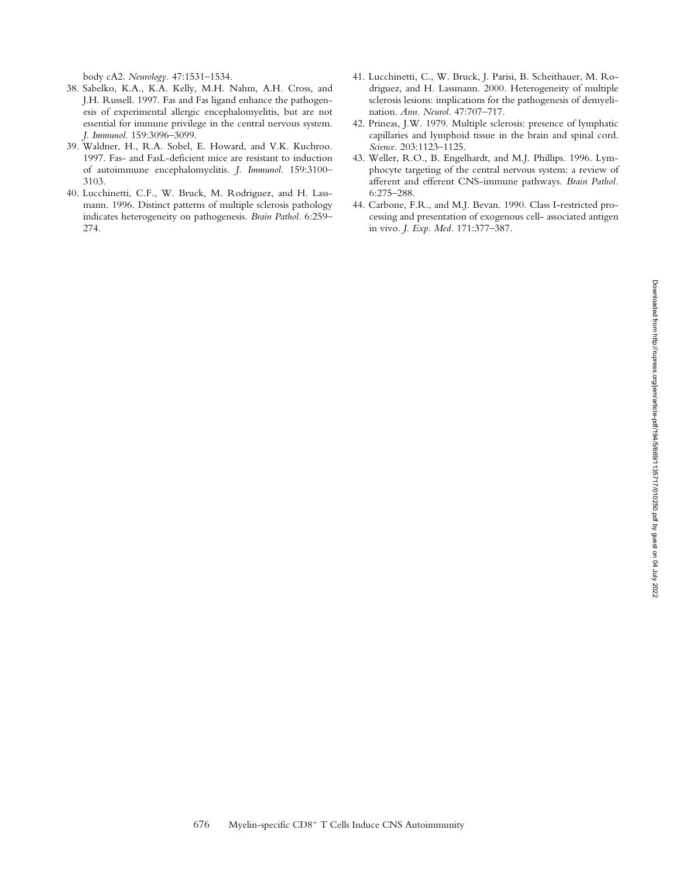body cA2. *Neurology.* 47:1531–1534.

38. Sabelko, K.A., K.A. Kelly, M.H. Nahm, A.H. Cross, and J.H. Russell. 1997. Fas and Fas ligand enhance the pathogenesis of experimental allergic encephalomyelitis, but are not essential for immune privilege in the central nervous system. *J. Immunol.* 159:3096–3099.
39. Waldner, H., R.A. Sobel, E. Howard, and V.K. Kuchroo. 1997. Fas- and FasL-deficient mice are resistant to induction of autoimmune encephalomyelitis. *J. Immunol.* 159:3100–3103.
40. Lucchinetti, C.F., W. Bruck, M. Rodriguez, and H. Lassmann. 1996. Distinct patterns of multiple sclerosis pathology indicates heterogeneity on pathogenesis. *Brain Pathol.* 6:259–274.
41. Lucchinetti, C., W. Bruck, J. Parisi, B. Scheithauer, M. Rodriguez, and H. Lassmann. 2000. Heterogeneity of multiple sclerosis lesions: implications for the pathogenesis of demyelination. *Ann. Neurol.* 47:707–717.
42. Prineas, J.W. 1979. Multiple sclerosis: presence of lymphatic capillaries and lymphoid tissue in the brain and spinal cord. *Science.* 203:1123–1125.
43. Weller, R.O., B. Engelhardt, and M.J. Phillips. 1996. Lymphocyte targeting of the central nervous system: a review of afferent and efferent CNS-immune pathways. *Brain Pathol.* 6:275–288.
44. Carbone, F.R., and M.J. Bevan. 1990. Class I-restricted processing and presentation of exogenous cell- associated antigen in vivo. *J. Exp. Med.* 171:377–387.